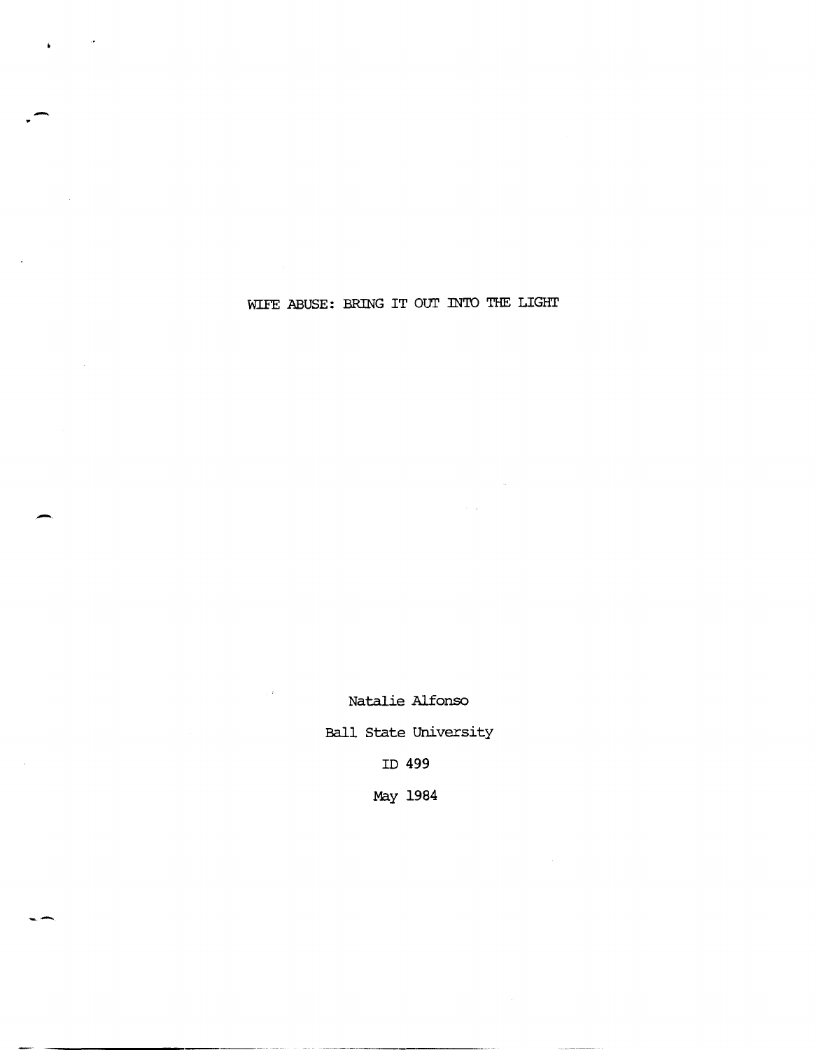# WIFE ABUSE: BRING IT OUT INTO THE LIGHT

Natalie Alfonso

Ball State University

ID 499

May 1984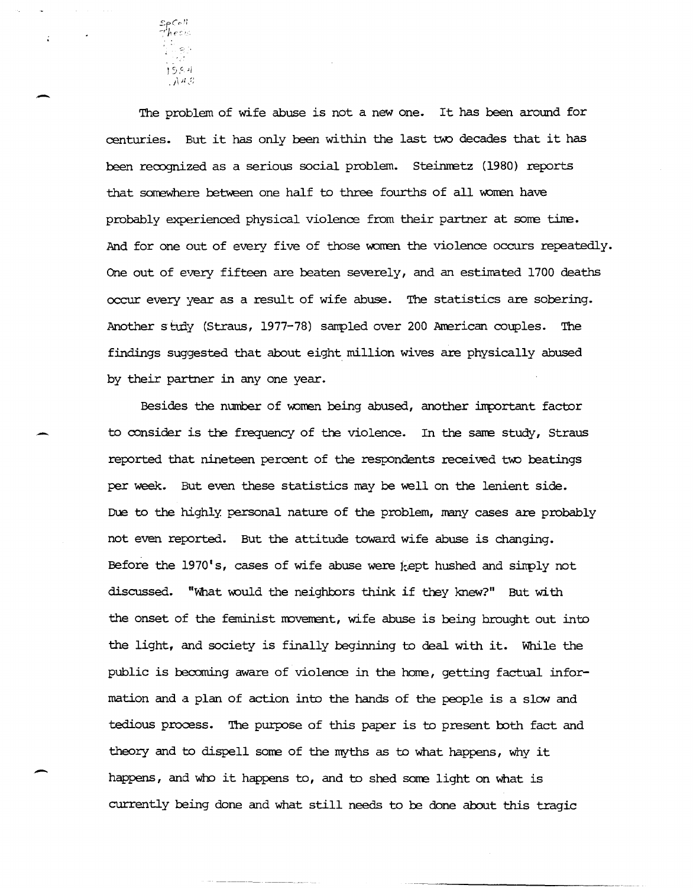The problem of wife abuse is not a new one. It has been around for centuries. But it has only been within the last two decades that it has been recognized as a serious social problem. Steinmetz (1980) reports that somewhere between one half to three fourths of all women have probably experienced physical violence from their partner at some time. And for one out of every five of those women the violence occurs repeatedly. One out of every fifteen are beaten severely, and an estimated 1700 deaths occur every year as a result of wife abuse. The statistics are sobering. Another study (Straus, 1977-78) sampled over 200 American couples. The findings suggested that about eight million wives are physically abused by their partner in any one year.

Besides the number of women being abused, another important factor to consider is the frequency of the violence. In the same study, Straus reported that nineteen percent of the respondents received two beatings per week. But even these statistics may be well on the lenient side. Due to the highly personal nature of the problem, many cases are probably not even reported. But the attitude toward wife abuse is changing. Before the 1970's, cases of wife abuse were kept hushed and simply not discussed. "What would the neighbors think if they knew?" But with the onset of the feminist movement, wife abuse is being brought out into the light, and society is finally beginning to deal with it. While the public is becoming aware of violence in the home, getting factual information and a plan of action into the hands of the people is a slow and tedious process. The purpose of this paper is to present both fact and theory and to dispell some of the myths as to what happens, why it happens, and who it happens to, and to shed some light on what is currently being done and what still needs to be done about this tragic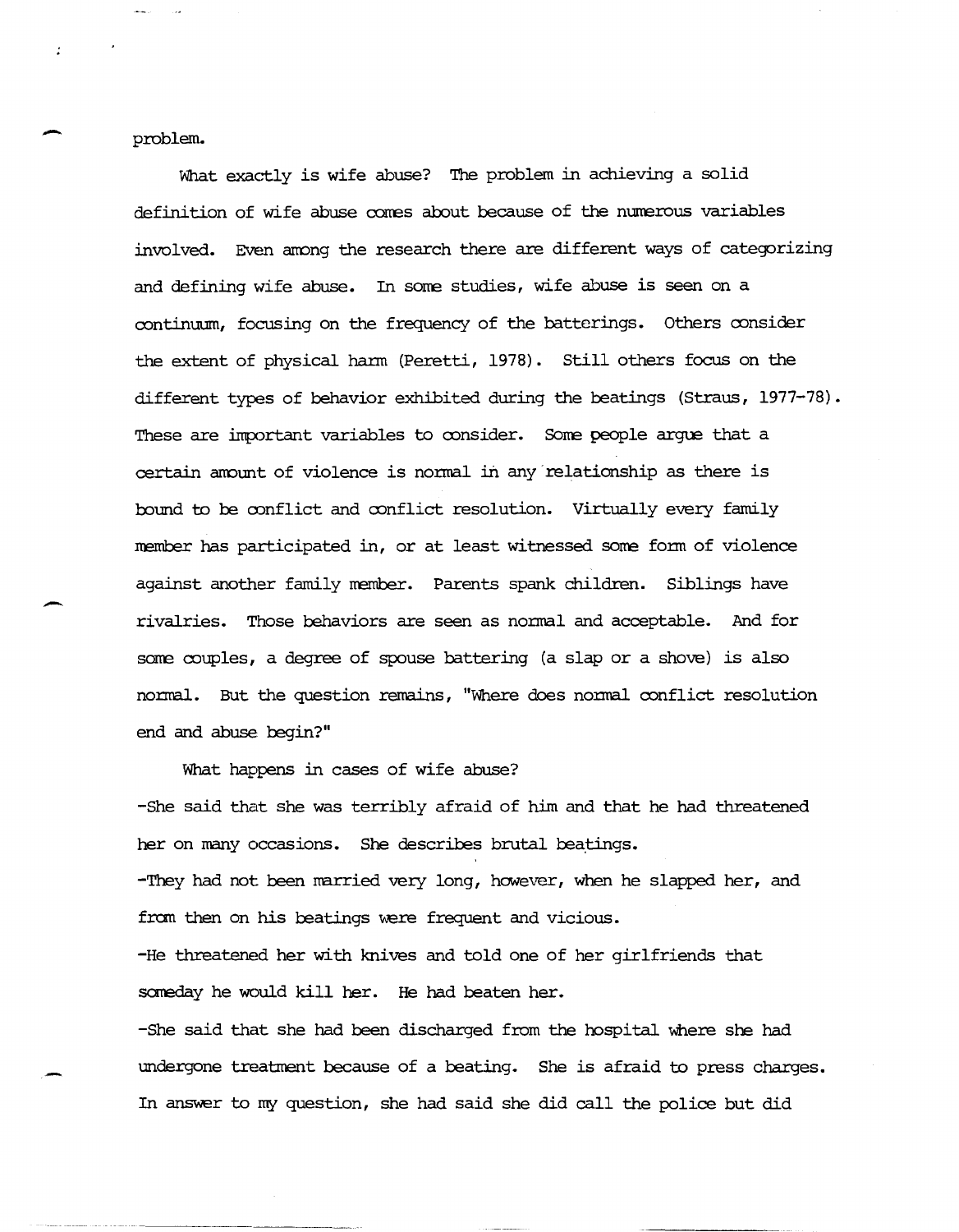problem.

What exactly is wife abuse? The problem in achieving a solid definition of wife abuse comes about because of the numerous variables involved. Even among the research there are different ways of categorizing and defining wife abuse. In some studies, wife abuse is seen on a continuum, focusing on the frequency of the batterings. Others consider the extent of physical harm (Peretti, 1978). Still others focus on the different types of behavior exhibited during the beatings (Straus, 1977-78). These are important variables to consider. Some people argue that a certain amount of violence is normal in any relationship as there is bound to be conflict and conflict resolution. Virtually every family member has participated in, or at least witnessed some form of violence against another family member. Parents spank children. Siblings have rivalries. Those behaviors are seen as normal and acceptable. And for some couples, a degree of spouse battering (a slap or a shove) is also normal. But the question remains, "Where does normal conflict resolution end and abuse begin?"

What happens in cases of wife abuse?

-She said that she was terribly afraid of him and that he had threatened her on many occasions. She describes brutal beatings.

-They had not been married very long, however, when he slapped her, and from then on his beatings were frequent and vicious.

-He threatened her with knives and told one of her girlfriends that someday he would kill her. He had beaten her.

-She said that she had been discharged from the hospital where she had undergone treatment because of a beating. She is afraid to press charges. In answer to my question, she had said she did call the police but did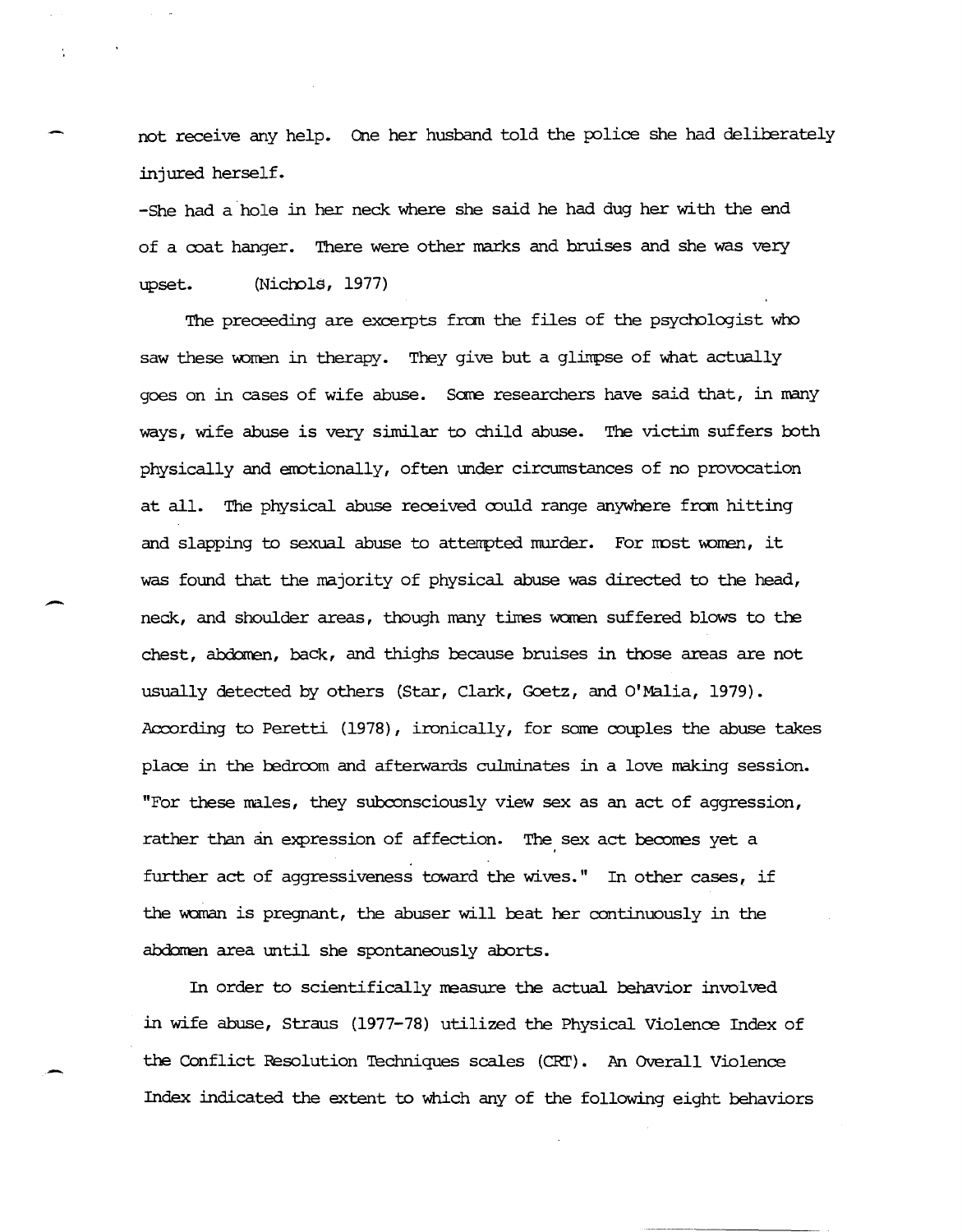not receive any help. One her husband told the police she had deliberately injured herself.

-She had a hole in her neck where she said he had dug her with the end of a coat hanger. There were other marks and bruises and she was very upset. (Nichols, 1977)

The preceeding are excerpts from the files of the psychologist who saw these women in therapy. They give but a glimpse of what actually goes on in cases of wife abuse. Some researchers have said that, in many ways, wife abuse is very similar to child abuse. The victim suffers both physically and emotionally, often under circumstances of no provocation at all. The physical abuse received could range anywhere from hitting and slapping to sexual abuse to attempted murder. For most women, it was found that the majority of physical abuse was directed to the head, neck, and shoulder areas, though many times women suffered blows to the chest, abdomen, back, and thighs because bruises in those areas are not usually detected by others (Star, Clark, Goetz, and O'Malia, 1979). According to Peretti (1978), ironically, for some couples the abuse takes place in the bedroom and afterwards culminates in a love making session. "For these males, they subconsciously view sex as an act of aggression, rather than an expression of affection. The sex act becomes yet a further act of aggressiveness toward the wives." In other cases, if the woman is pregnant, the abuser will beat her continuously in the abdomen area until she spontaneously aborts.

In order to scientifically measure the actual behavior involved in wife abuse, Straus (1977-78) utilized the Physical Violence Index of the Conflict Resolution Techniques scales (CRT). An Overall Violence Index indicated the extent to which any of the following eight behaviors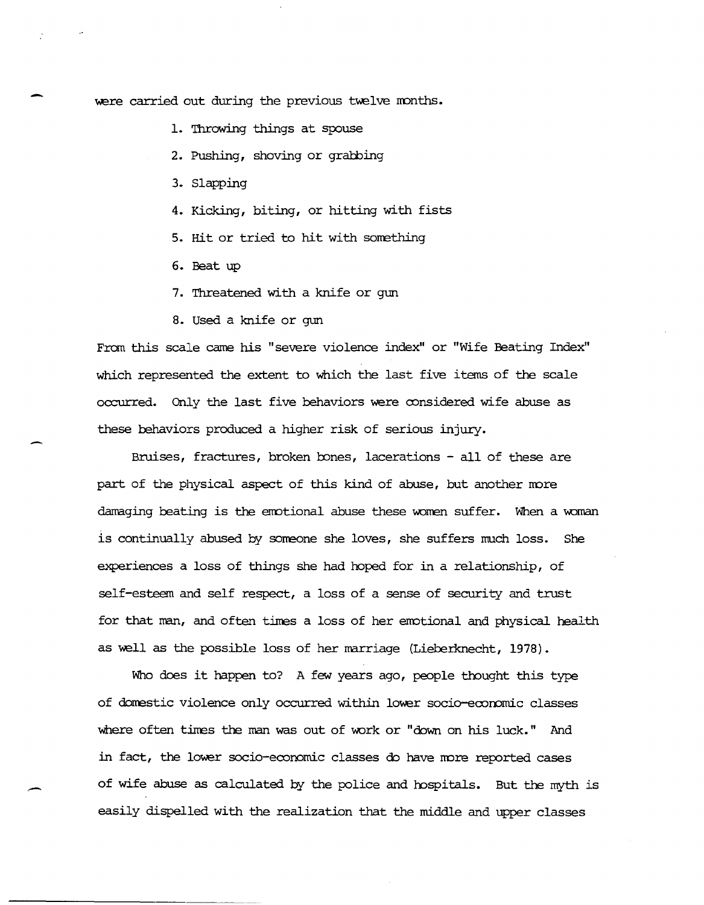were carried out during the previous twelve months.

1. Throwing things at spouse
2. Pushing, shoving or grabbing
3. Slapping
4. Kicking, biting, or hitting with fists
5. Hit or tried to hit with something
6. Beat up
7. Threatened with a knife or gun
8. Used a knife or gun

From this scale came his "severe violence index" or "Wife Beating Index" which represented the extent to which the last five items of the scale occurred. Only the last five behaviors were considered wife abuse as these behaviors produced a higher risk of serious injury.

Bruises, fractures, broken bones, lacerations - all of these are part of the physical aspect of this kind of abuse, but another more damaging beating is the emotional abuse these women suffer. When a woman is continually abused by someone she loves, she suffers much loss. She experiences a loss of things she had hoped for in a relationship, of self-esteem and self respect, a loss of a sense of security and trust for that man, and often times a loss of her emotional and physical health as well as the possible loss of her marriage (Lieberknecht, 1978).

Who does it happen to? A few years ago, people thought this type of domestic violence only occurred within lower socio-economic classes where often times the man was out of work or "down on his luck." And in fact, the lower socio-economic classes do have more reported cases of wife abuse as calculated by the police and hospitals. But the myth is easily dispelled with the realization that the middle and upper classes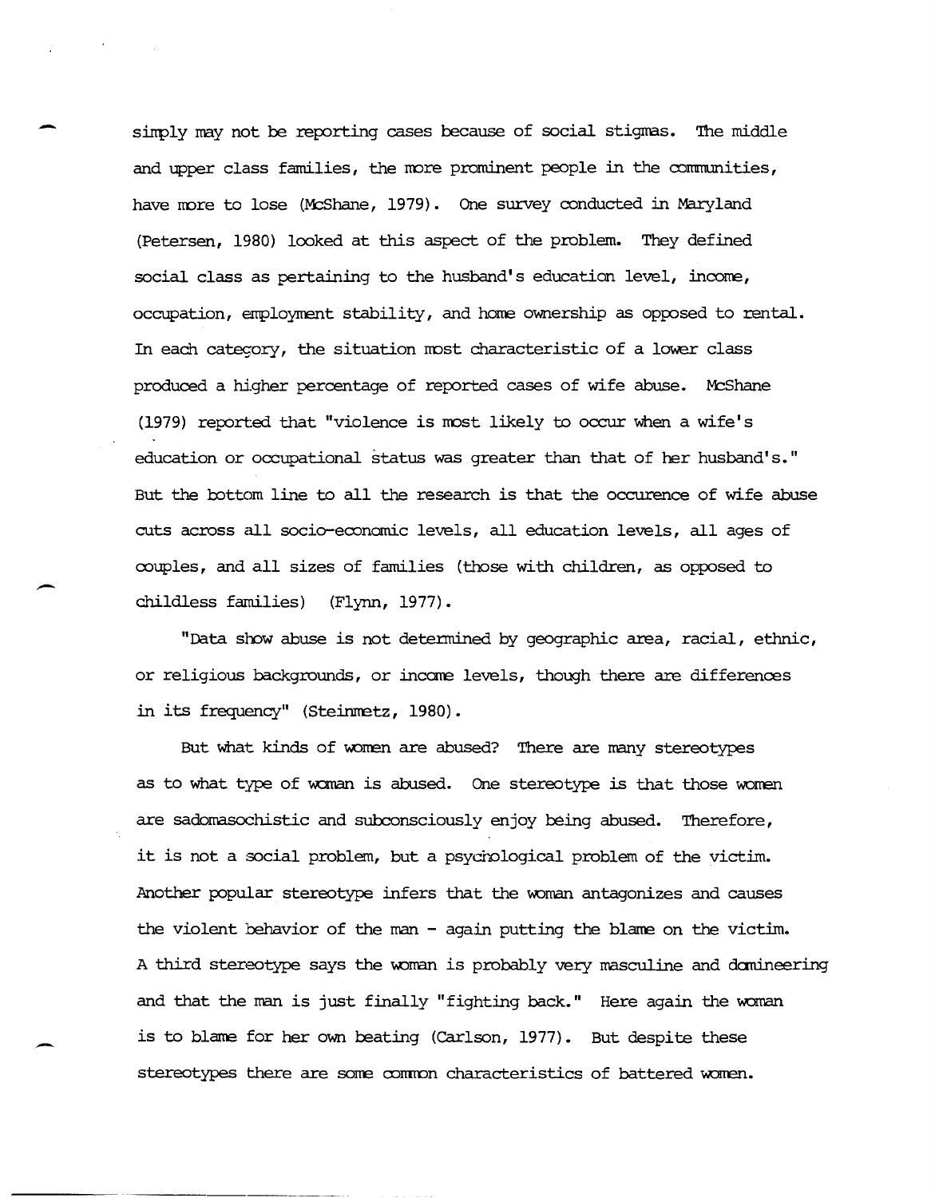simply may not be reporting cases because of social stigmas. The middle and upper class families, the more prominent people in the communities, have more to lose (McShane, 1979). One survey conducted in Maryland (Petersen, 1980) looked at this aspect of the problem. They defined social class as pertaining to the husband's education level, income, occupation, employment stability, and home ownership as opposed to rental. In each category, the situation most characteristic of a lower class produced a higher percentage of reported cases of wife abuse. McShane (1979) reported that "violence is most likely to occur when a wife's education or occupational status was greater than that of her husband's." But the bottom line to all the research is that the occurence of wife abuse cuts across all socio-economic levels, all education levels, all ages of couples, and all sizes of families (those with children, as opposed to childless families) (Flynn, 1977).

"Data show abuse is not determined by geographic area, racial, ethnic, or religious backgrounds, or income levels, though there are differences in its frequency" (Steinmetz, 1980).

But what kinds of women are abused? There are many stereotypes as to what type of woman is abused. One stereotype is that those women are sadomasochistic and subconsciously enjoy being abused. Therefore, it is not a social problem, but a psychological problem of the victim. Another popular stereotype infers that the woman antagonizes and causes the violent behavior of the man - again putting the blame on the victim. A third stereotype says the woman is probably very masculine and domineering and that the man is just finally "fighting back." Here again the woman is to blame for her own beating (Carlson, 1977). But despite these stereotypes there are some common characteristics of battered women.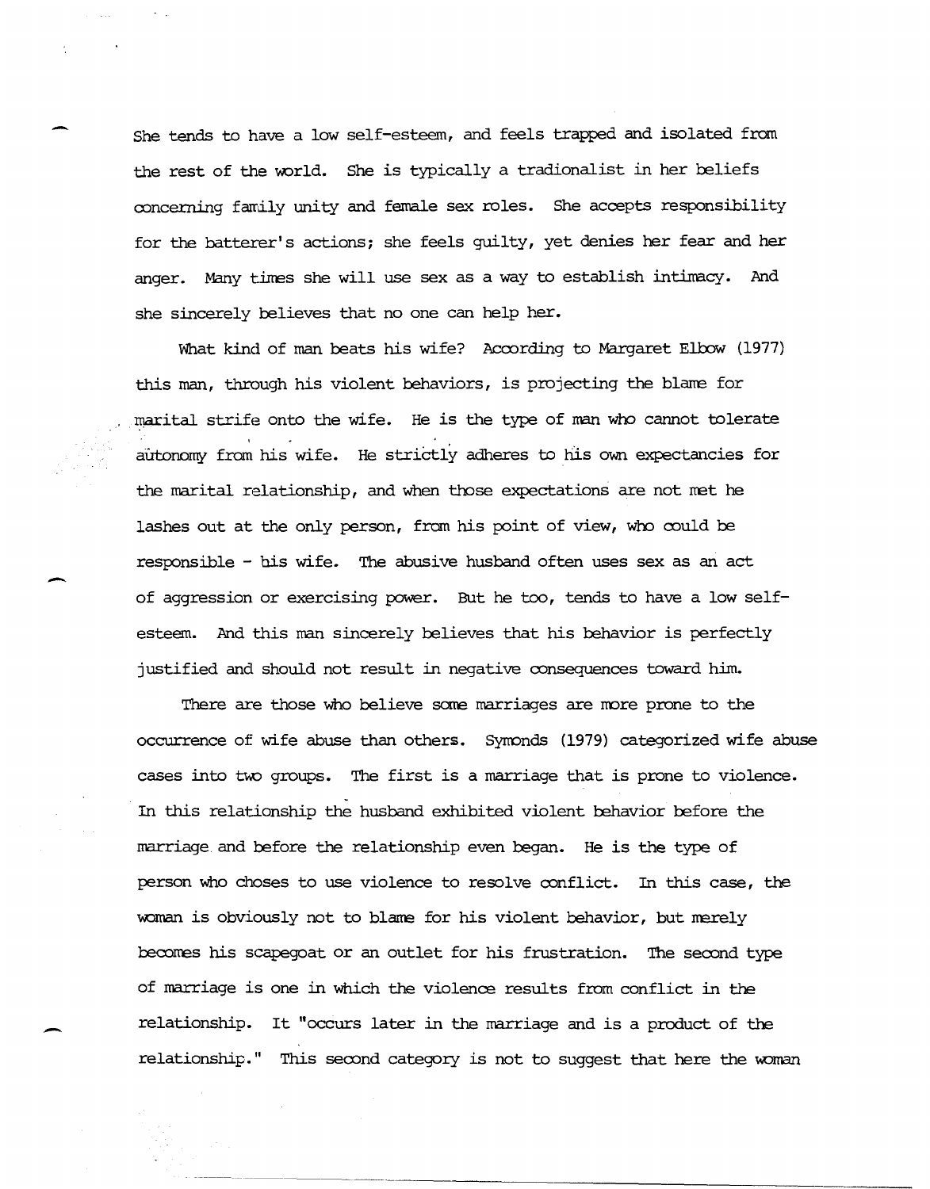She tends to have a low self-esteem, and feels trapped and isolated from the rest of the world. She is typically a tradionalist in her beliefs concerning family unity and female sex roles. She accepts responsibility for the batterer's actions; she feels guilty, yet denies her fear and her anger. Many times she will use sex as a way to establish intimacy. And she sincerely believes that no one can help her.

What kind of man beats his wife? According to Margaret Elbow (1977) this man, through his violent behaviors, is projecting the blame for marital strife onto the wife. He is the type of man who cannot tolerate autonomy from his wife. He strictly adheres to his own expectancies for the marital relationship, and when those expectations are not met he lashes out at the only person, from his point of view, who could be responsible - his wife. The abusive husband often uses sex as an act of aggression or exercising power. But he too, tends to have a low self-esteem. And this man sincerely believes that his behavior is perfectly justified and should not result in negative consequences toward him.

There are those who believe some marriages are more prone to the occurrence of wife abuse than others. Symonds (1979) categorized wife abuse cases into two groups. The first is a marriage that is prone to violence. In this relationship the husband exhibited violent behavior before the marriage and before the relationship even began. He is the type of person who choses to use violence to resolve conflict. In this case, the woman is obviously not to blame for his violent behavior, but merely becomes his scapegoat or an outlet for his frustration. The second type of marriage is one in which the violence results from conflict in the relationship. It "occurs later in the marriage and is a product of the relationship." This second category is not to suggest that here the woman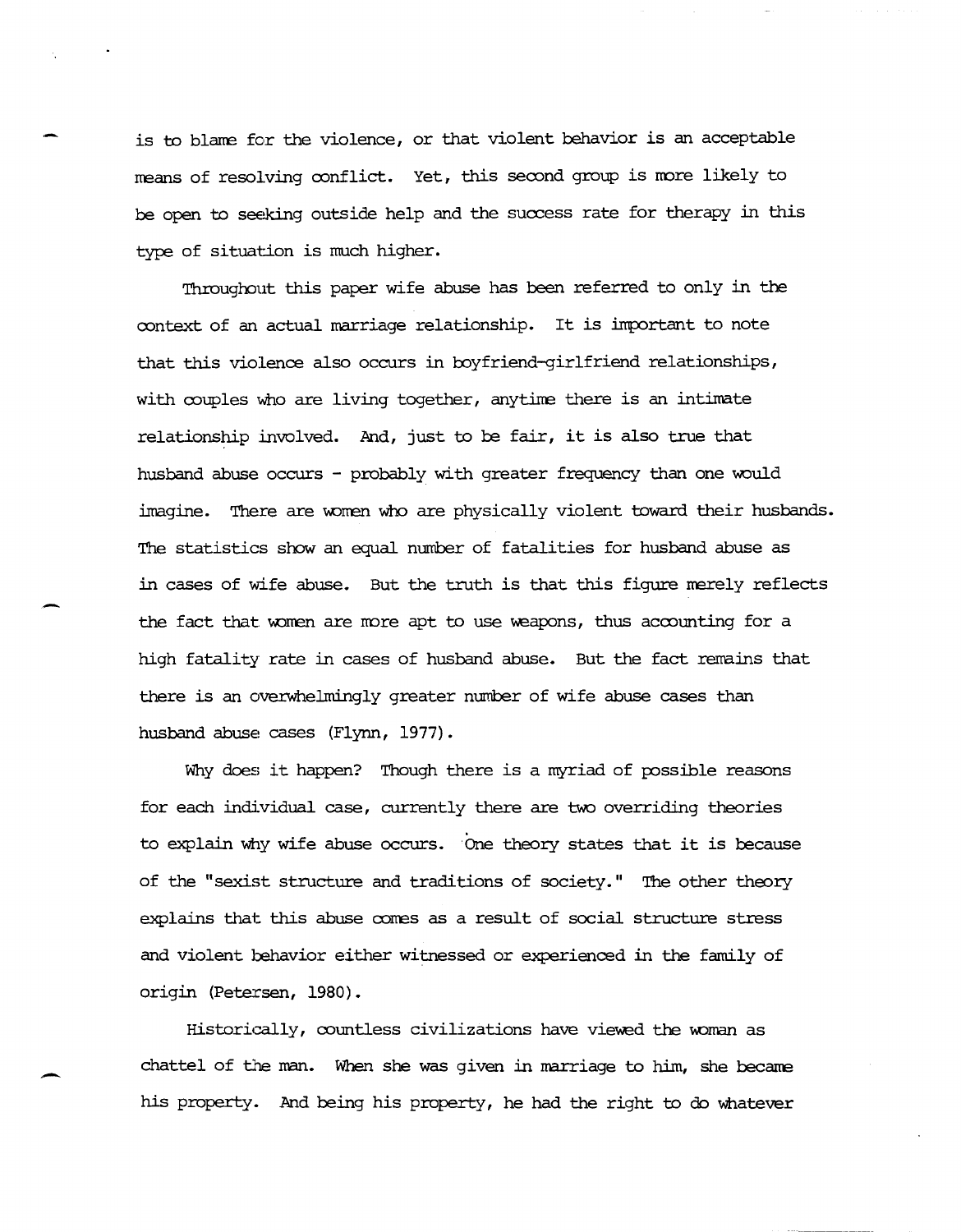is to blame for the violence, or that violent behavior is an acceptable means of resolving conflict. Yet, this second group is more likely to be open to seeking outside help and the success rate for therapy in this type of situation is much higher.

Throughout this paper wife abuse has been referred to only in the context of an actual marriage relationship. It is important to note that this violence also occurs in boyfriend-girlfriend relationships, with couples who are living together, anytime there is an intimate relationship involved. And, just to be fair, it is also true that husband abuse occurs - probably with greater frequency than one would imagine. There are women who are physically violent toward their husbands. The statistics show an equal number of fatalities for husband abuse as in cases of wife abuse. But the truth is that this figure merely reflects the fact that women are more apt to use weapons, thus accounting for a high fatality rate in cases of husband abuse. But the fact remains that there is an overwhelmingly greater number of wife abuse cases than husband abuse cases (Flynn, 1977).

Why does it happen? Though there is a myriad of possible reasons for each individual case, currently there are two overriding theories to explain why wife abuse occurs. One theory states that it is because of the "sexist structure and traditions of society." The other theory explains that this abuse comes as a result of social structure stress and violent behavior either witnessed or experienced in the family of origin (Petersen, 1980).

Historically, countless civilizations have viewed the woman as chattel of the man. When she was given in marriage to him, she became his property. And being his property, he had the right to do whatever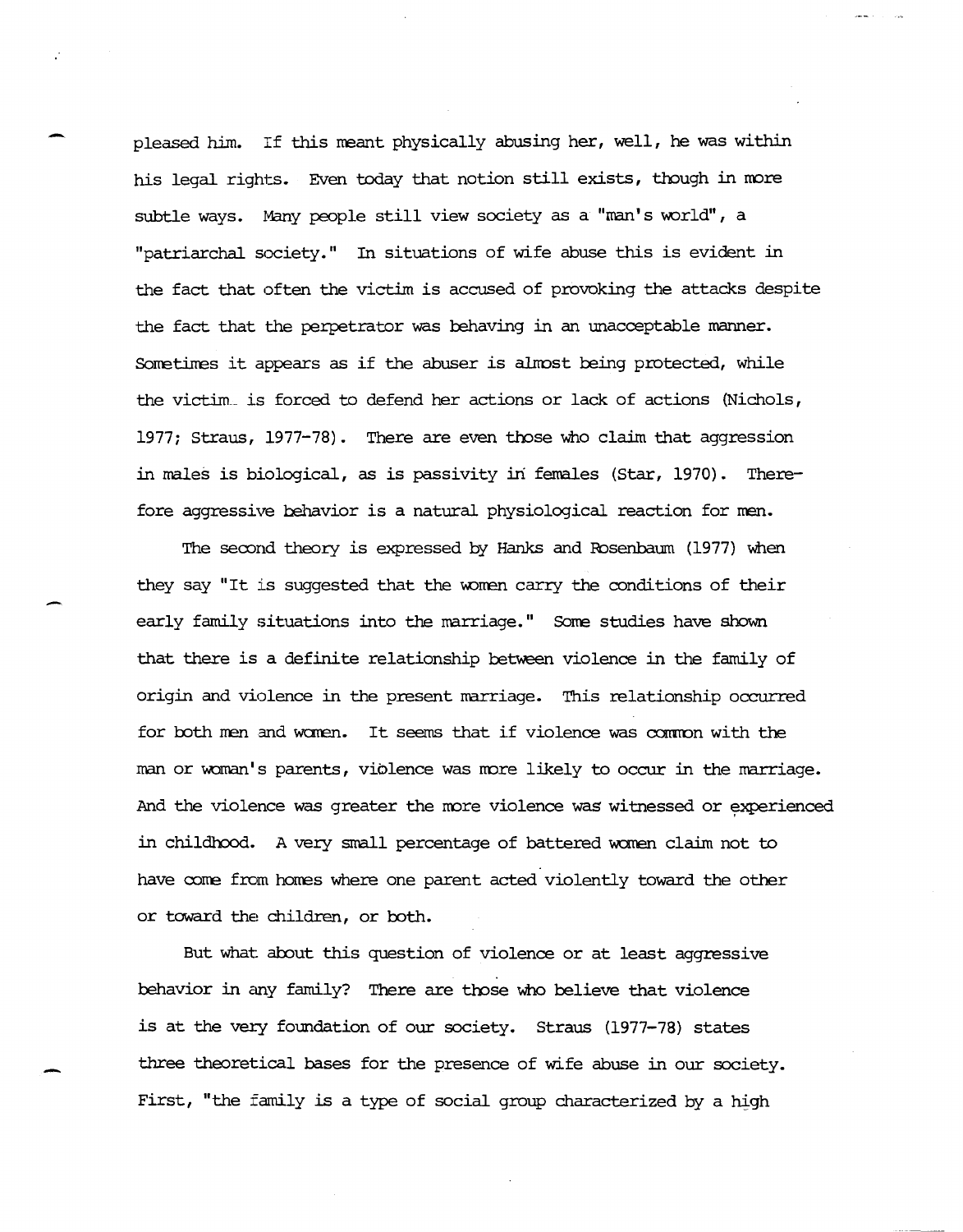pleased him. If this meant physically abusing her, well, he was within his legal rights. Even today that notion still exists, though in more subtle ways. Many people still view society as a "man's world", a "patriarchal society." In situations of wife abuse this is evident in the fact that often the victim is accused of provoking the attacks despite the fact that the perpetrator was behaving in an unacceptable manner. Sometimes it appears as if the abuser is almost being protected, while the victim is forced to defend her actions or lack of actions (Nichols, 1977; Straus, 1977-78). There are even those who claim that aggression in males is biological, as is passivity in females (Star, 1970). Therefore aggressive behavior is a natural physiological reaction for men.

The second theory is expressed by Hanks and Rosenbaum (1977) when they say "It is suggested that the women carry the conditions of their early family situations into the marriage." Some studies have shown that there is a definite relationship between violence in the family of origin and violence in the present marriage. This relationship occurred for both men and women. It seems that if violence was common with the man or woman's parents, violence was more likely to occur in the marriage. And the violence was greater the more violence was witnessed or experienced in childhood. A very small percentage of battered women claim not to have come from homes where one parent acted violently toward the other or toward the children, or both.

But what about this question of violence or at least aggressive behavior in any family? There are those who believe that violence is at the very foundation of our society. Straus (1977-78) states three theoretical bases for the presence of wife abuse in our society. First, "the family is a type of social group characterized by a high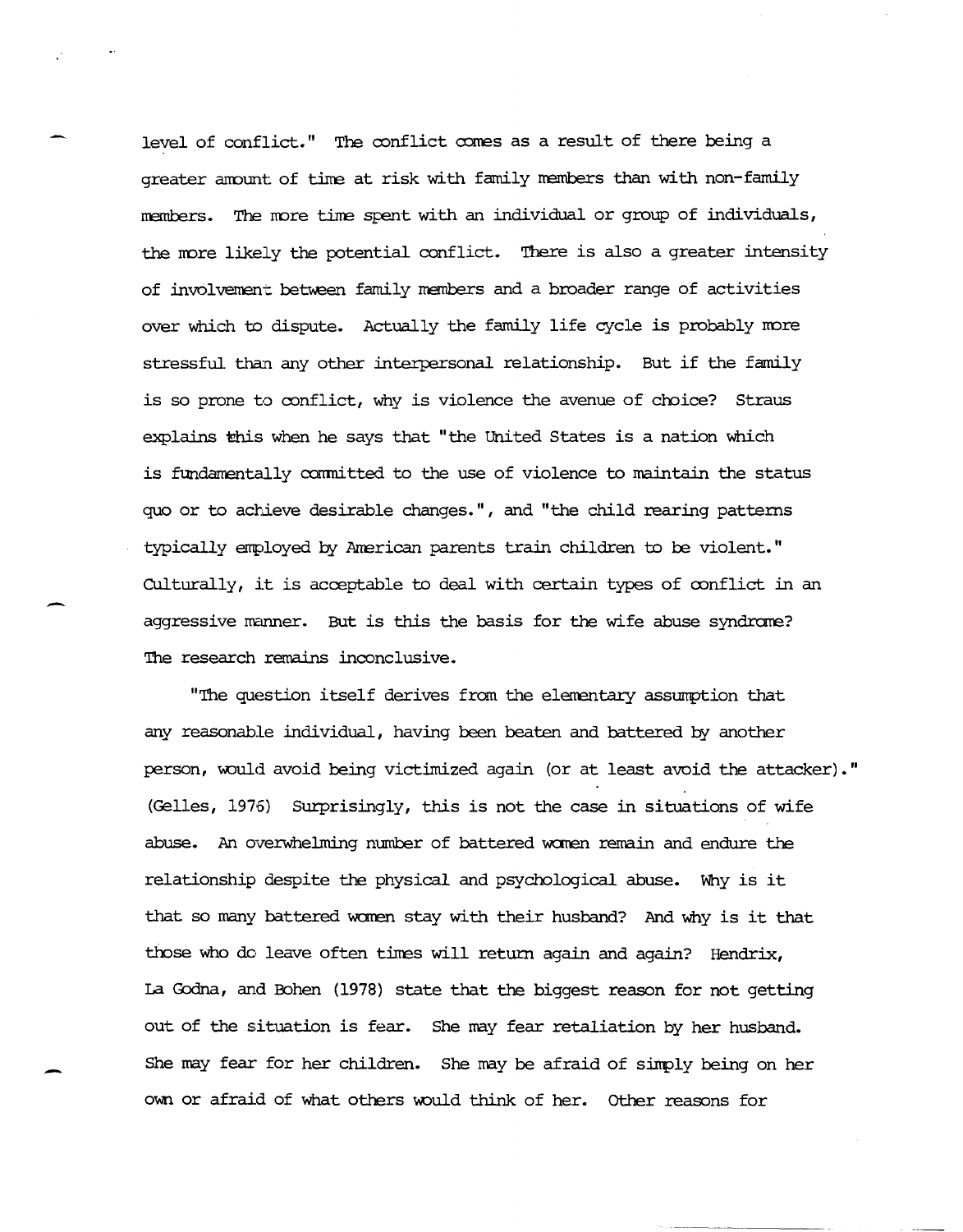level of conflict." The conflict comes as a result of there being a greater amount of time at risk with family members than with non-family members. The more time spent with an individual or group of individuals, the more likely the potential conflict. There is also a greater intensity of involvement between family members and a broader range of activities over which to dispute. Actually the family life cycle is probably more stressful than any other interpersonal relationship. But if the family is so prone to conflict, why is violence the avenue of choice? Straus explains this when he says that "the United States is a nation which is fundamentally committed to the use of violence to maintain the status quo or to achieve desirable changes.", and "the child rearing patterns typically employed by American parents train children to be violent." Culturally, it is acceptable to deal with certain types of conflict in an aggressive manner. But is this the basis for the wife abuse syndrome? The research remains inconclusive.

"The question itself derives from the elementary assumption that any reasonable individual, having been beaten and battered by another person, would avoid being victimized again (or at least avoid the attacker)." (Gelles, 1976) Surprisingly, this is not the case in situations of wife abuse. An overwhelming number of battered women remain and endure the relationship despite the physical and psychological abuse. Why is it that so many battered women stay with their husband? And why is it that those who do leave often times will return again and again? Hendrix, La Godna, and Bohen (1978) state that the biggest reason for not getting out of the situation is fear. She may fear retaliation by her husband. She may fear for her children. She may be afraid of simply being on her own or afraid of what others would think of her. Other reasons for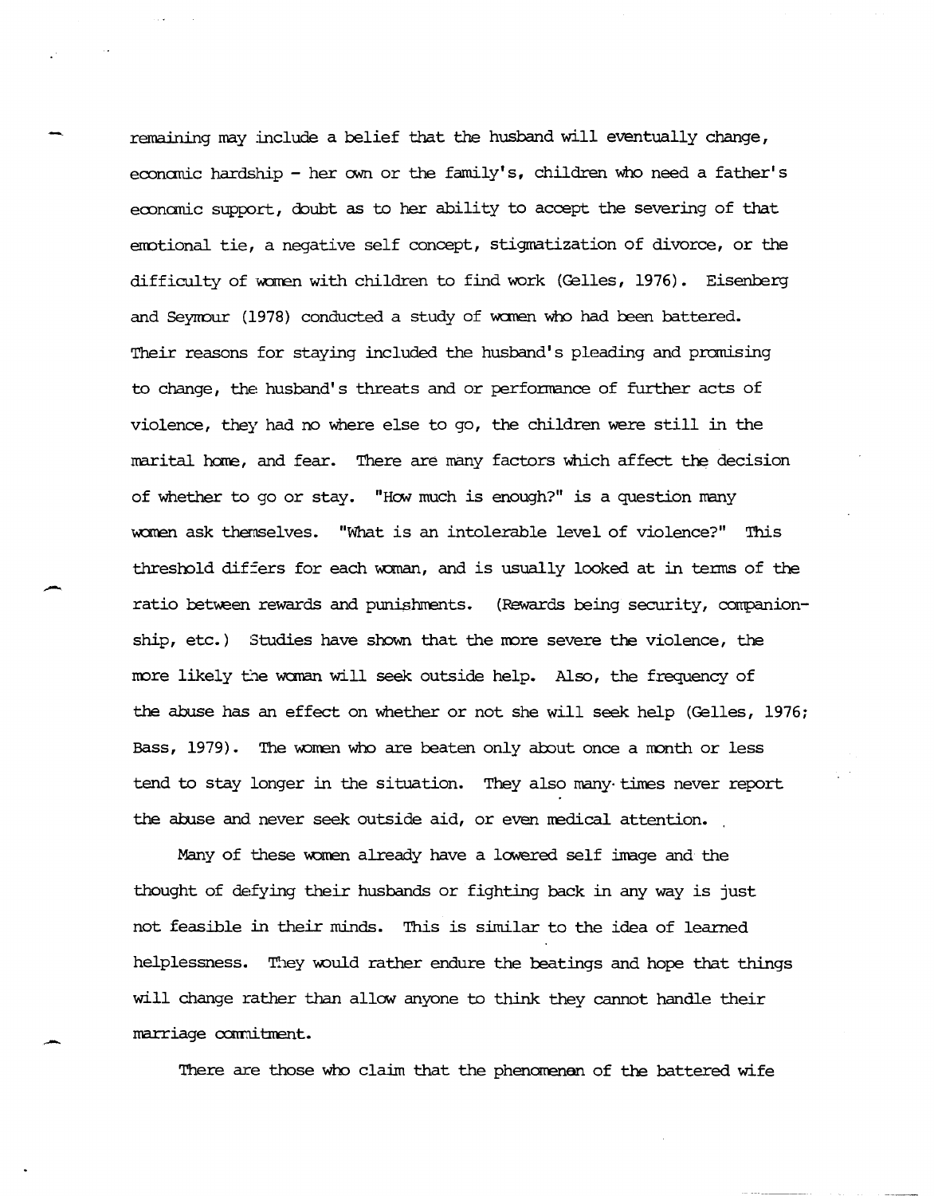remaining may include a belief that the husband will eventually change, economic hardship - her own or the family's, children who need a father's economic support, doubt as to her ability to accept the severing of that emotional tie, a negative self concept, stigmatization of divorce, or the difficulty of women with children to find work (Gelles, 1976). Eisenberg and Seymour (1978) conducted a study of women who had been battered. Their reasons for staying included the husband's pleading and promising to change, the husband's threats and or performance of further acts of violence, they had no where else to go, the children were still in the marital home, and fear. There are many factors which affect the decision of whether to go or stay. "How much is enough?" is a question many women ask themselves. "What is an intolerable level of violence?" This threshold differs for each woman, and is usually looked at in terms of the ratio between rewards and punishments. (Rewards being security, companionship, etc.) Studies have shown that the more severe the violence, the more likely the woman will seek outside help. Also, the frequency of the abuse has an effect on whether or not she will seek help (Gelles, 1976; Bass, 1979). The women who are beaten only about once a month or less tend to stay longer in the situation. They also many times never report the abuse and never seek outside aid, or even medical attention.

Many of these women already have a lowered self image and the thought of defying their husbands or fighting back in any way is just not feasible in their minds. This is similar to the idea of learned helplessness. They would rather endure the beatings and hope that things will change rather than allow anyone to think they cannot handle their marriage commitment.

There are those who claim that the phenomenon of the battered wife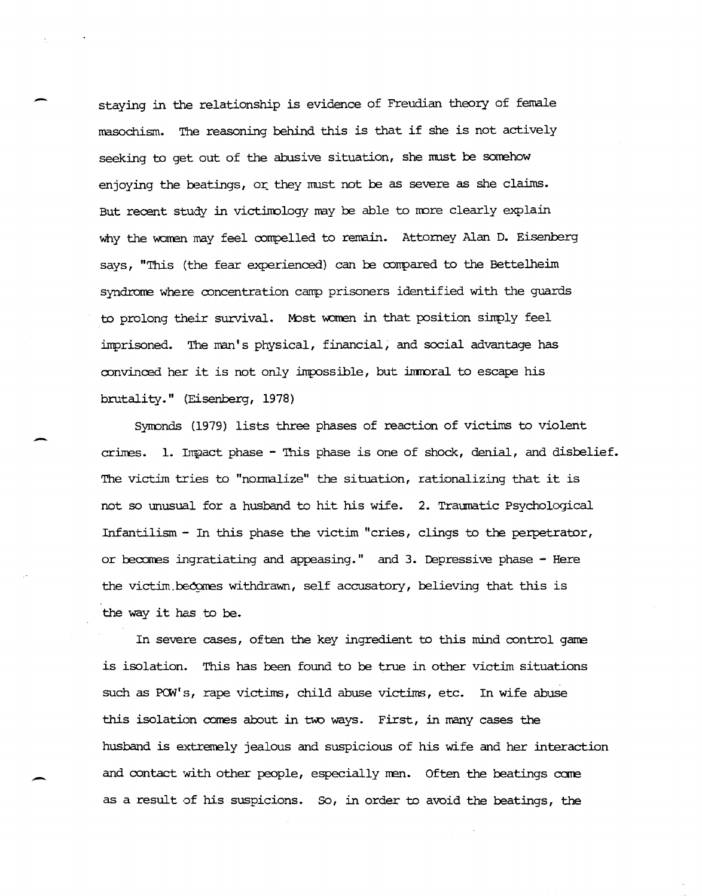staying in the relationship is evidence of Freudian theory of female masochism. The reasoning behind this is that if she is not actively seeking to get out of the abusive situation, she must be somehow enjoying the beatings, or they must not be as severe as she claims. But recent study in victimology may be able to more clearly explain why the women may feel compelled to remain. Attorney Alan D. Eisenberg says, "This (the fear experienced) can be compared to the Bettelheim syndrome where concentration camp prisoners identified with the guards to prolong their survival. Most women in that position simply feel imprisoned. The man's physical, financial, and social advantage has convinced her it is not only impossible, but immoral to escape his brutality." (Eisenberg, 1978)

Symonds (1979) lists three phases of reaction of victims to violent crimes. 1. Impact phase - This phase is one of shock, denial, and disbelief. The victim tries to "normalize" the situation, rationalizing that it is not so unusual for a husband to hit his wife. 2. Traumatic Psychological Infantilism - In this phase the victim "cries, clings to the perpetrator, or becomes ingratiating and appeasing." and 3. Depressive phase - Here the victim becomes withdrawn, self accusatory, believing that this is the way it has to be.

In severe cases, often the key ingredient to this mind control game is isolation. This has been found to be true in other victim situations such as POW's, rape victims, child abuse victims, etc. In wife abuse this isolation comes about in two ways. First, in many cases the husband is extremely jealous and suspicious of his wife and her interaction and contact with other people, especially men. Often the beatings come as a result of his suspicions. So, in order to avoid the beatings, the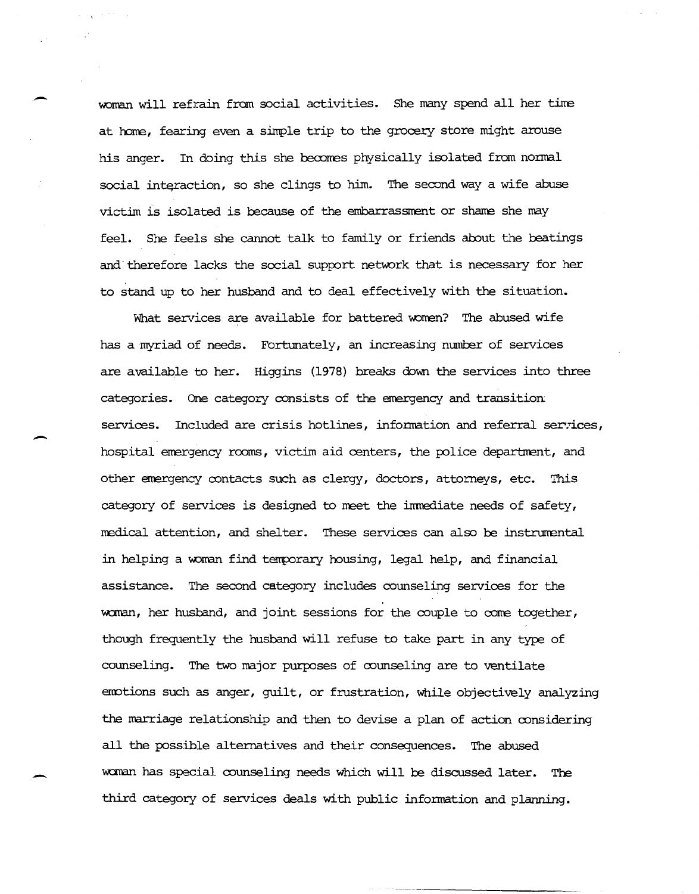woman will refrain from social activities. She many spend all her time at home, fearing even a simple trip to the grocery store might arouse his anger. In doing this she becomes physically isolated from normal social interaction, so she clings to him. The second way a wife abuse victim is isolated is because of the embarrassment or shame she may feel. She feels she cannot talk to family or friends about the beatings and therefore lacks the social support network that is necessary for her to stand up to her husband and to deal effectively with the situation.

What services are available for battered women? The abused wife has a myriad of needs. Fortunately, an increasing number of services are available to her. Higgins (1978) breaks down the services into three categories. One category consists of the emergency and transition services. Included are crisis hotlines, information and referral services, hospital emergency rooms, victim aid centers, the police department, and other emergency contacts such as clergy, doctors, attorneys, etc. This category of services is designed to meet the immediate needs of safety, medical attention, and shelter. These services can also be instrumental in helping a woman find temporary housing, legal help, and financial assistance. The second category includes counseling services for the woman, her husband, and joint sessions for the couple to come together, though frequently the husband will refuse to take part in any type of counseling. The two major purposes of counseling are to ventilate emotions such as anger, guilt, or frustration, while objectively analyzing the marriage relationship and then to devise a plan of action considering all the possible alternatives and their consequences. The abused woman has special counseling needs which will be discussed later. The third category of services deals with public information and planning.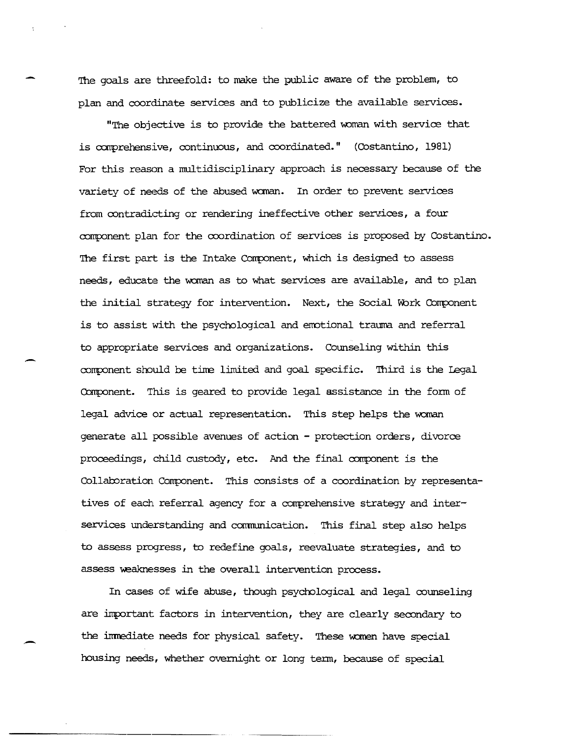The goals are threefold: to make the public aware of the problem, to plan and coordinate services and to publicize the available services.

"The objective is to provide the battered woman with service that is comprehensive, continuous, and coordinated." (Costantino, 1981) For this reason a multidisciplinary approach is necessary because of the variety of needs of the abused woman. In order to prevent services from contradicting or rendering ineffective other services, a four component plan for the coordination of services is proposed by Costantino. The first part is the Intake Component, which is designed to assess needs, educate the woman as to what services are available, and to plan the initial strategy for intervention. Next, the Social Work Component is to assist with the psychological and emotional trauma and referral to appropriate services and organizations. Counseling within this component should be time limited and goal specific. Third is the Legal Component. This is geared to provide legal assistance in the form of legal advice or actual representation. This step helps the woman generate all possible avenues of action - protection orders, divorce proceedings, child custody, etc. And the final component is the Collaboration Component. This consists of a coordination by representatives of each referral agency for a comprehensive strategy and inter-services understanding and communication. This final step also helps to assess progress, to redefine goals, reevaluate strategies, and to assess weaknesses in the overall intervention process.

In cases of wife abuse, though psychological and legal counseling are important factors in intervention, they are clearly secondary to the immediate needs for physical safety. These women have special housing needs, whether overnight or long term, because of special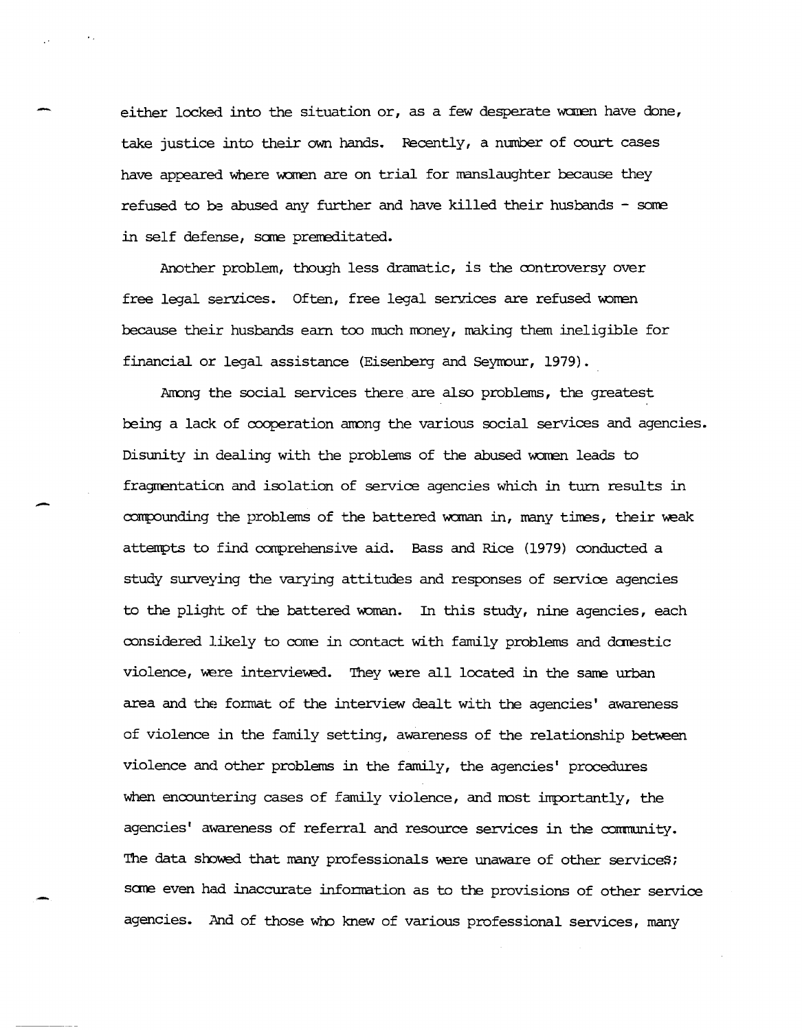either locked into the situation or, as a few desperate women have done, take justice into their own hands. Recently, a number of court cases have appeared where women are on trial for manslaughter because they refused to be abused any further and have killed their husbands - some in self defense, some premeditated.

Another problem, though less dramatic, is the controversy over free legal services. Often, free legal services are refused women because their husbands earn too much money, making them ineligible for financial or legal assistance (Eisenberg and Seymour, 1979).

Among the social services there are also problems, the greatest being a lack of cooperation among the various social services and agencies. Disunity in dealing with the problems of the abused women leads to fragmentation and isolation of service agencies which in turn results in compounding the problems of the battered woman in, many times, their weak attempts to find comprehensive aid. Bass and Rice (1979) conducted a study surveying the varying attitudes and responses of service agencies to the plight of the battered woman. In this study, nine agencies, each considered likely to come in contact with family problems and domestic violence, were interviewed. They were all located in the same urban area and the format of the interview dealt with the agencies' awareness of violence in the family setting, awareness of the relationship between violence and other problems in the family, the agencies' procedures when encountering cases of family violence, and most importantly, the agencies' awareness of referral and resource services in the community. The data showed that many professionals were unaware of other services; some even had inaccurate information as to the provisions of other service agencies. And of those who knew of various professional services, many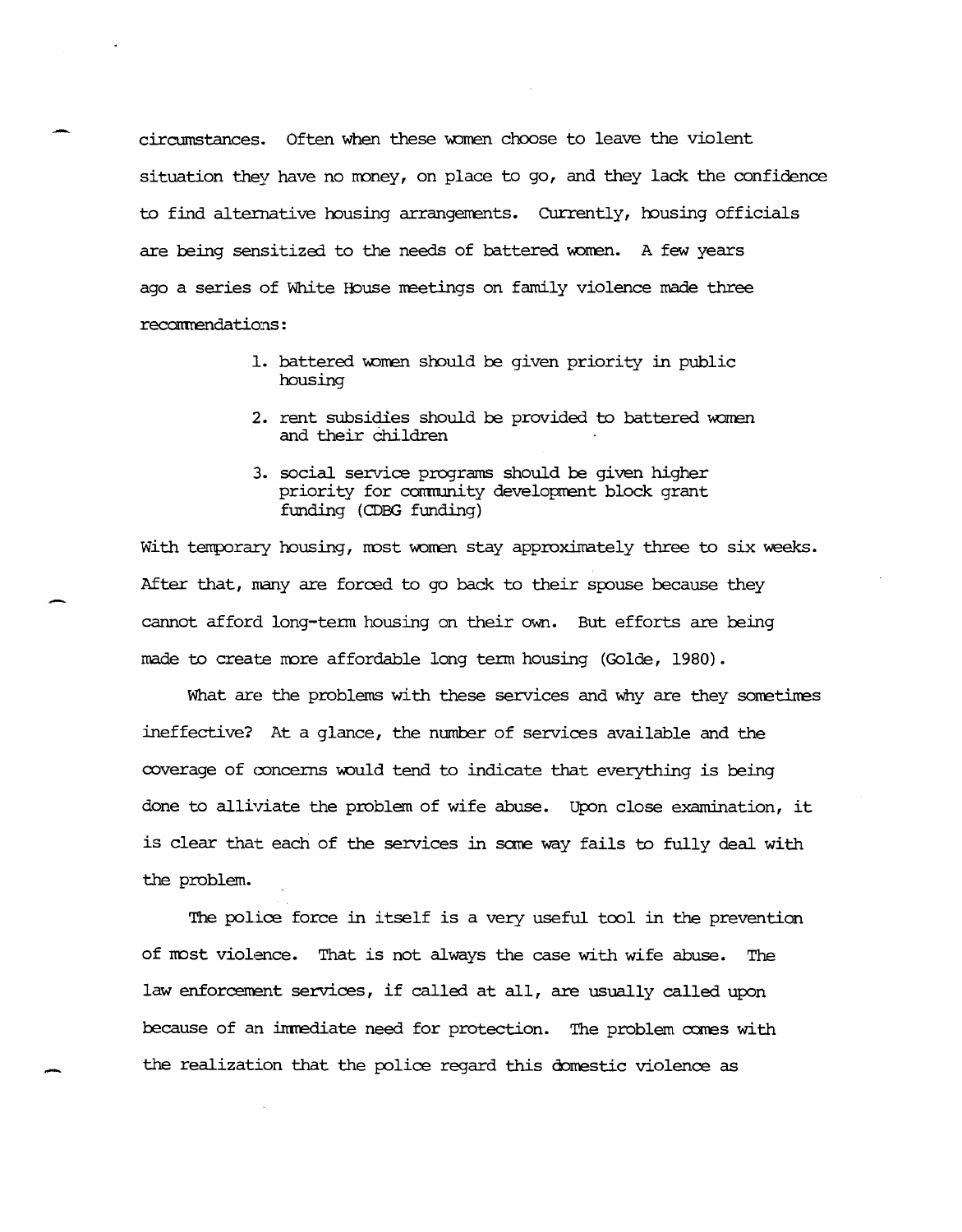circumstances. Often when these women choose to leave the violent situation they have no money, on place to go, and they lack the confidence to find alternative housing arrangements. Currently, housing officials are being sensitized to the needs of battered women. A few years ago a series of White House meetings on family violence made three recommendations:

1. battered women should be given priority in public housing
2. rent subsidies should be provided to battered women and their children
3. social service programs should be given higher priority for community development block grant funding (CDBG funding)

With temporary housing, most women stay approximately three to six weeks. After that, many are forced to go back to their spouse because they cannot afford long-term housing on their own. But efforts are being made to create more affordable long term housing (Golde, 1980).

What are the problems with these services and why are they sometimes ineffective? At a glance, the number of services available and the coverage of concerns would tend to indicate that everything is being done to alliviate the problem of wife abuse. Upon close examination, it is clear that each of the services in some way fails to fully deal with the problem.

The police force in itself is a very useful tool in the prevention of most violence. That is not always the case with wife abuse. The law enforcement services, if called at all, are usually called upon because of an immediate need for protection. The problem comes with the realization that the police regard this domestic violence as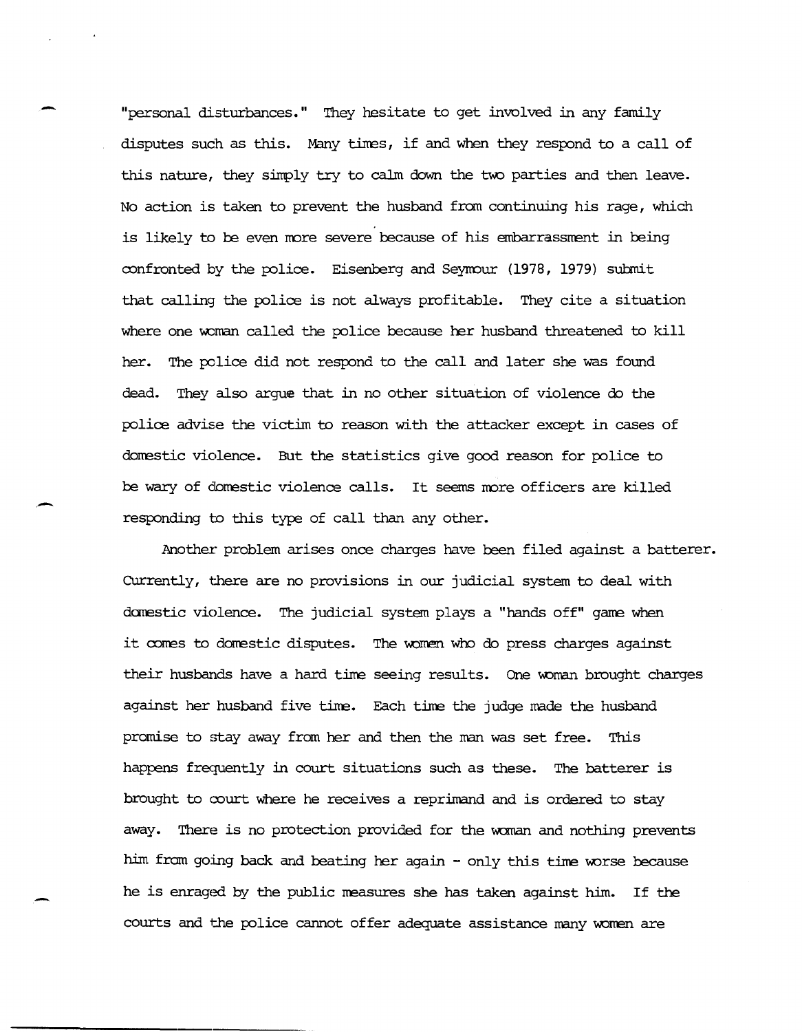"personal disturbances." They hesitate to get involved in any family disputes such as this. Many times, if and when they respond to a call of this nature, they simply try to calm down the two parties and then leave. No action is taken to prevent the husband from continuing his rage, which is likely to be even more severe because of his embarrassment in being confronted by the police. Eisenberg and Seymour (1978, 1979) submit that calling the police is not always profitable. They cite a situation where one woman called the police because her husband threatened to kill her. The police did not respond to the call and later she was found dead. They also argue that in no other situation of violence do the police advise the victim to reason with the attacker except in cases of domestic violence. But the statistics give good reason for police to be wary of domestic violence calls. It seems more officers are killed responding to this type of call than any other.

Another problem arises once charges have been filed against a batterer. Currently, there are no provisions in our judicial system to deal with domestic violence. The judicial system plays a "hands off" game when it comes to domestic disputes. The women who do press charges against their husbands have a hard time seeing results. One woman brought charges against her husband five time. Each time the judge made the husband promise to stay away from her and then the man was set free. This happens frequently in court situations such as these. The batterer is brought to court where he receives a reprimand and is ordered to stay away. There is no protection provided for the woman and nothing prevents him from going back and beating her again - only this time worse because he is enraged by the public measures she has taken against him. If the courts and the police cannot offer adequate assistance many women are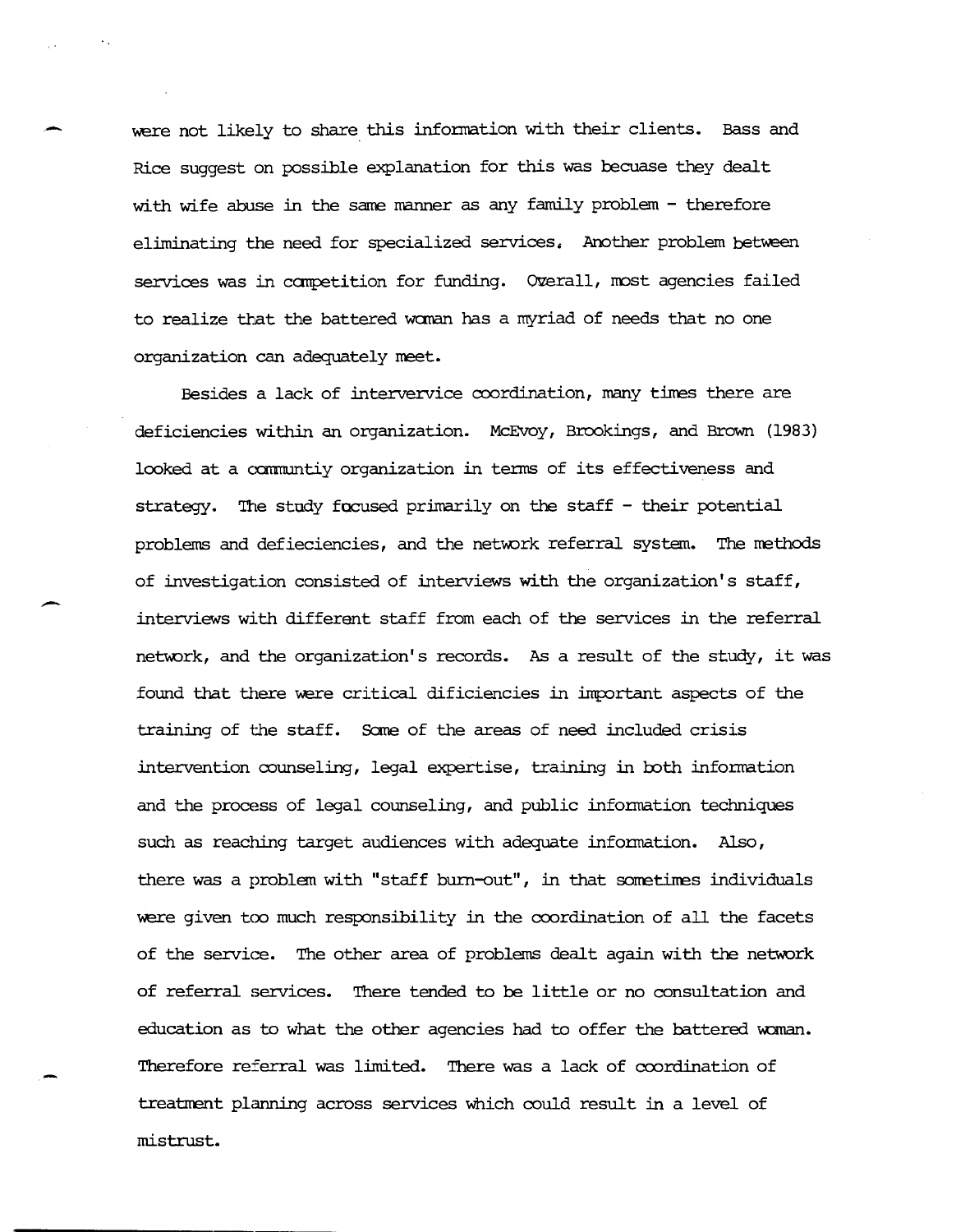were not likely to share this information with their clients. Bass and Rice suggest on possible explanation for this was becuase they dealt with wife abuse in the same manner as any family problem - therefore eliminating the need for specialized services. Another problem between services was in competition for funding. Overall, most agencies failed to realize that the battered woman has a myriad of needs that no one organization can adequately meet.

Besides a lack of intervervice coordination, many times there are deficiencies within an organization. McEvoy, Brookings, and Brown (1983) looked at a communtiy organization in terms of its effectiveness and strategy. The study focused primarily on the staff - their potential problems and defieciencies, and the network referral system. The methods of investigation consisted of interviews with the organization's staff, interviews with different staff from each of the services in the referral network, and the organization's records. As a result of the study, it was found that there were critical dificiencies in important aspects of the training of the staff. Some of the areas of need included crisis intervention counseling, legal expertise, training in both information and the process of legal counseling, and public information techniques such as reaching target audiences with adequate information. Also, there was a problem with "staff burn-out", in that sometimes individuals were given too much responsibility in the coordination of all the facets of the service. The other area of problems dealt again with the network of referral services. There tended to be little or no consultation and education as to what the other agencies had to offer the battered woman. Therefore referral was limited. There was a lack of coordination of treatment planning across services which could result in a level of mistrust.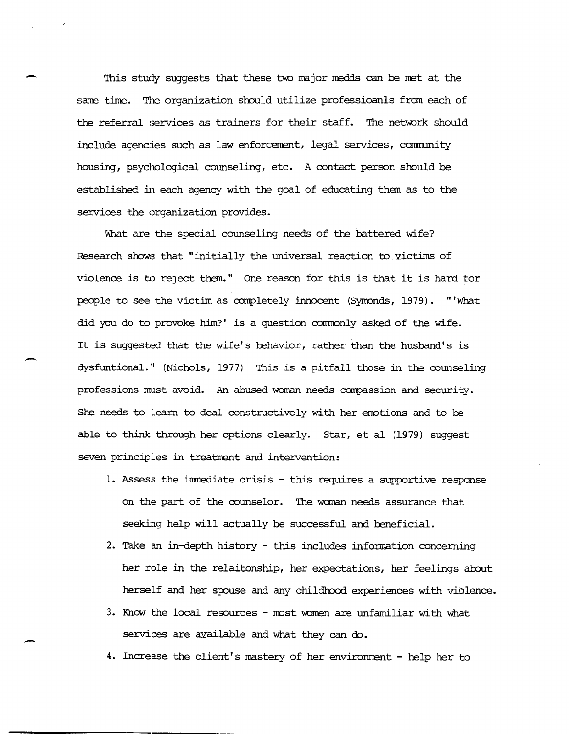This study suggests that these two major medds can be met at the same time. The organization should utilize professioanls from each of the referral services as trainers for their staff. The network should include agencies such as law enforcement, legal services, community housing, psychological counseling, etc. A contact person should be established in each agency with the goal of educating them as to the services the organization provides.

What are the special counseling needs of the battered wife? Research shows that "initially the universal reaction to victims of violence is to reject them." One reason for this is that it is hard for people to see the victim as completely innocent (Symonds, 1979). "'What did you do to provoke him?' is a question commonly asked of the wife. It is suggested that the wife's behavior, rather than the husband's is dysfuntional." (Nichols, 1977) This is a pitfall those in the counseling professions must avoid. An abused woman needs compassion and security. She needs to learn to deal constructively with her emotions and to be able to think through her options clearly. Star, et al (1979) suggest seven principles in treatment and intervention:

1. Assess the immediate crisis - this requires a supportive response on the part of the counselor. The woman needs assurance that seeking help will actually be successful and beneficial.
2. Take an in-depth history - this includes information concerning her role in the relaitonship, her expectations, her feelings about herself and her spouse and any childhood experiences with violence.
3. Know the local resources - most women are unfamiliar with what services are available and what they can do.
4. Increase the client's mastery of her environment - help her to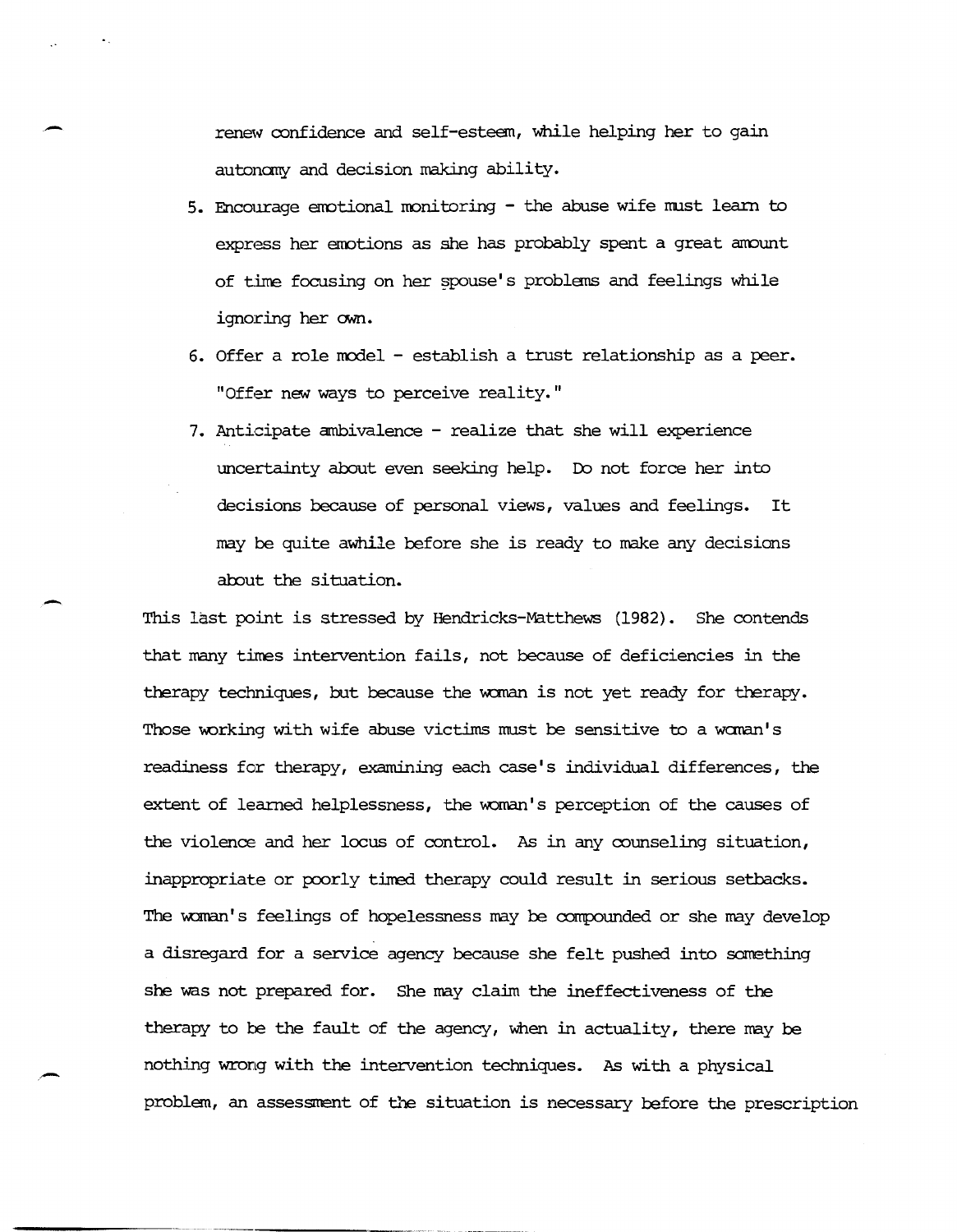renew confidence and self-esteem, while helping her to gain autonomy and decision making ability.

5. Encourage emotional monitoring - the abuse wife must learn to express her emotions as she has probably spent a great amount of time focusing on her spouse's problems and feelings while ignoring her own.
6. Offer a role model - establish a trust relationship as a peer. "Offer new ways to perceive reality."
7. Anticipate ambivalence - realize that she will experience uncertainty about even seeking help. Do not force her into decisions because of personal views, values and feelings. It may be quite awhile before she is ready to make any decisions about the situation.

This last point is stressed by Hendricks-Matthews (1982). She contends that many times intervention fails, not because of deficiencies in the therapy techniques, but because the woman is not yet ready for therapy. Those working with wife abuse victims must be sensitive to a woman's readiness for therapy, examining each case's individual differences, the extent of learned helplessness, the woman's perception of the causes of the violence and her locus of control. As in any counseling situation, inappropriate or poorly timed therapy could result in serious setbacks. The woman's feelings of hopelessness may be compounded or she may develop a disregard for a service agency because she felt pushed into something she was not prepared for. She may claim the ineffectiveness of the therapy to be the fault of the agency, when in actuality, there may be nothing wrong with the intervention techniques. As with a physical problem, an assessment of the situation is necessary before the prescription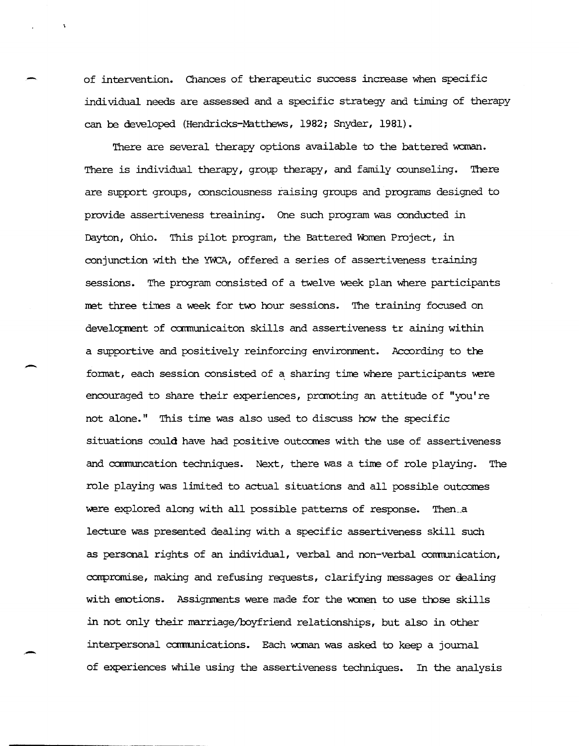of intervention. Chances of therapeutic success increase when specific individual needs are assessed and a specific strategy and timing of therapy can be developed (Hendricks-Matthews, 1982; Snyder, 1981).

There are several therapy options available to the battered woman. There is individual therapy, group therapy, and family counseling. There are support groups, consciousness raising groups and programs designed to provide assertiveness treaining. One such program was conducted in Dayton, Ohio. This pilot program, the Battered Women Project, in conjunction with the YWCA, offered a series of assertiveness training sessions. The program consisted of a twelve week plan where participants met three times a week for two hour sessions. The training focused on development of communicaiton skills and assertiveness tr aining within a supportive and positively reinforcing environment. According to the format, each session consisted of a sharing time where participants were encouraged to share their experiences, promoting an attitude of "you're not alone." This time was also used to discuss how the specific situations could have had positive outcomes with the use of assertiveness and communcation techniques. Next, there was a time of role playing. The role playing was limited to actual situations and all possible outcomes were explored along with all possible patterns of response. Then a lecture was presented dealing with a specific assertiveness skill such as personal rights of an individual, verbal and non-verbal communication, compromise, making and refusing requests, clarifying messages or dealing with emotions. Assignments were made for the women to use those skills in not only their marriage/boyfriend relationships, but also in other interpersonal communications. Each woman was asked to keep a journal of experiences while using the assertiveness techniques. In the analysis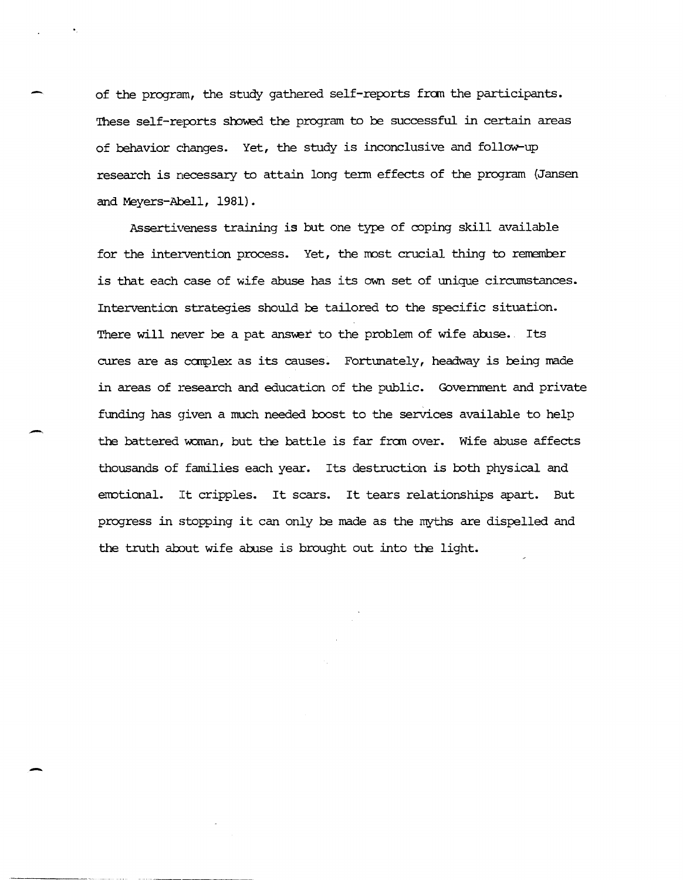of the program, the study gathered self-reports from the participants. These self-reports showed the program to be successful in certain areas of behavior changes. Yet, the study is inconclusive and follow-up research is necessary to attain long term effects of the program (Jansen and Meyers-Abell, 1981).

Assertiveness training is but one type of coping skill available for the intervention process. Yet, the most crucial thing to remember is that each case of wife abuse has its own set of unique circumstances. Intervention strategies should be tailored to the specific situation. There will never be a pat answer to the problem of wife abuse. Its cures are as complex as its causes. Fortunately, headway is being made in areas of research and education of the public. Government and private funding has given a much needed boost to the services available to help the battered woman, but the battle is far from over. Wife abuse affects thousands of families each year. Its destruction is both physical and emotional. It cripples. It scars. It tears relationships apart. But progress in stopping it can only be made as the myths are dispelled and the truth about wife abuse is brought out into the light.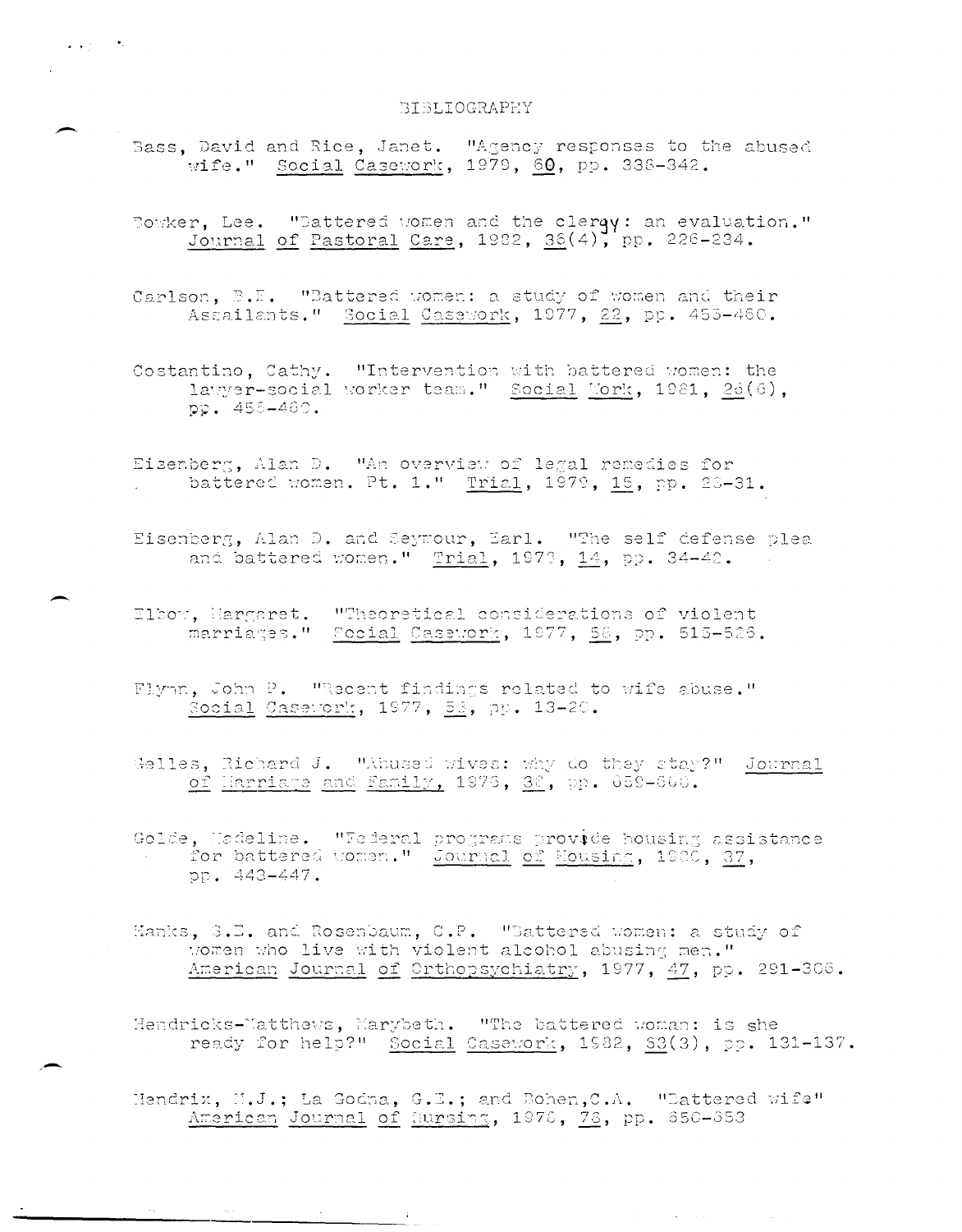# BIBLIOGRAPHY

Bass, David and Rice, Janet. "Agency responses to the abused wife." Social Casework, 1979, 60, pp. 338-342.

Bowker, Lee. "Battered women and the clergy: an evaluation." Journal of Pastoral Care, 1982, 36(4), pp. 226-234.

Carlson, B.E. "Battered women: a study of women and their Assailants." Social Casework, 1977, 22, pp. 455-460.

Costantino, Cathy. "Intervention with battered women: the lawyer-social worker team." Social Work, 1981, 26(6), pp. 456-460.

Eisenberg, Alan D. "An overview of legal remedies for battered women. Pt. 1." Trial, 1979, 15, pp. 28-31.

Eisenberg, Alan D. and Seymour, Earl. "The self defense plea and battered women." Trial, 1978, 14, pp. 34-42.

Elbow, Margaret. "Theoretical considerations of violent marriages." Social Casework, 1977, 58, pp. 515-526.

Flynn, John P. "Recent findings related to wife abuse." Social Casework, 1977, 58, pp. 13-20.

Gelles, Richard J. "Abused wives: why do they stay?" Journal of Marriage and Family, 1976, 38, pp. 659-668.

Golde, Madeline. "Federal programs provide housing assistance for battered women." Journal of Housing, 1980, 37, pp. 443-447.

Hanks, S.E. and Rosenbaum, C.P. "Battered women: a study of women who live with violent alcohol abusing men." American Journal of Orthopsychiatry, 1977, 47, pp. 291-306.

Hendricks-Matthews, Marybeth. "The battered woman: is she ready for help?" Social Casework, 1982, 63(3), pp. 131-137.

Hendrix, M.J.; La Godna, G.E.; and Bohen, C.A. "Battered wife" American Journal of Nursing, 1978, 78, pp. 650-653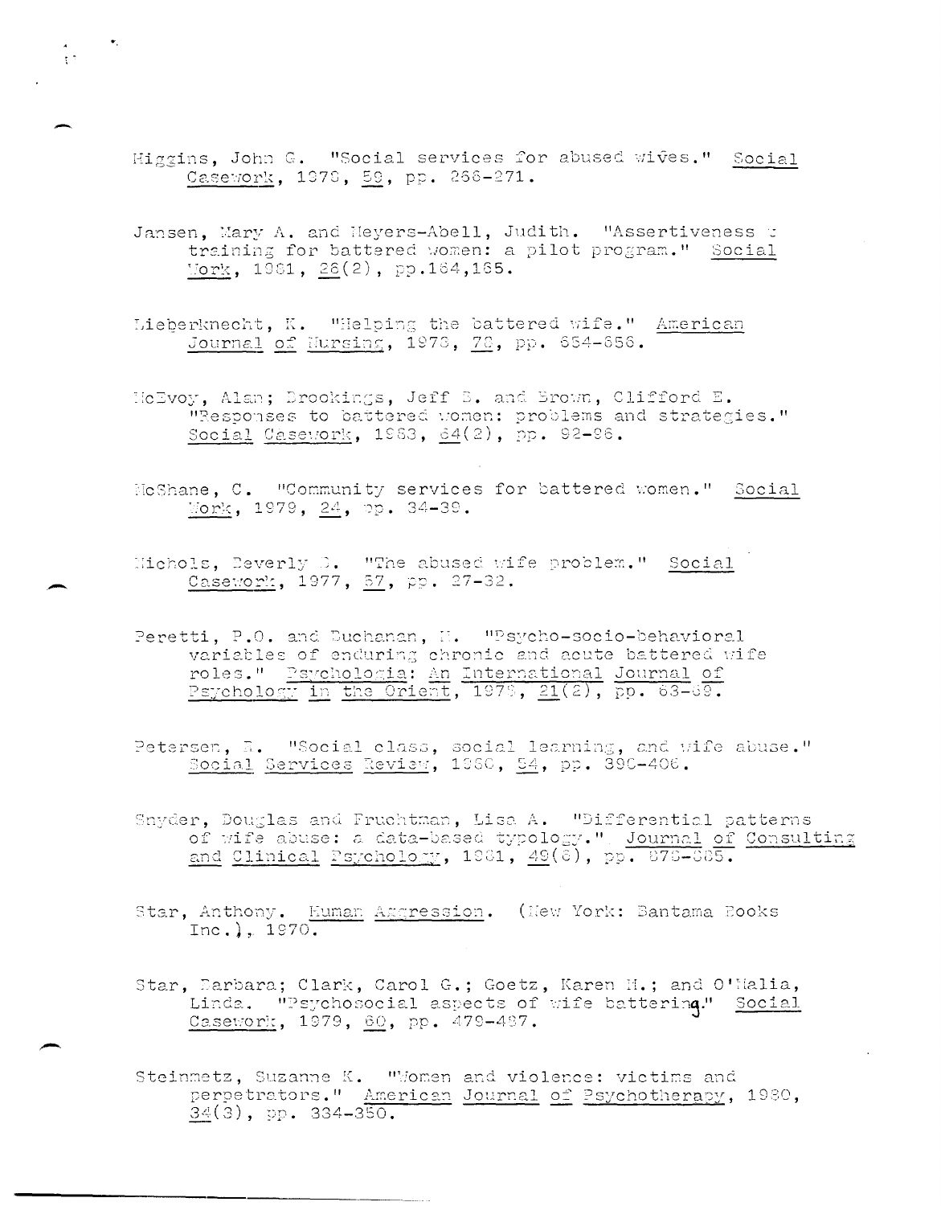Higgins, John G. "Social services for abused wives." Social Casework, 1978, 59, pp. 266-271.

Jansen, Mary A. and Meyers-Abell, Judith. "Assertiveness training for battered women: a pilot program." Social Work, 1981, 26(2), pp.164,165.

Lieberknecht, K. "Helping the battered wife." American Journal of Nursing, 1978, 78, pp. 654-656.

McEvoy, Alan; Brookings, Jeff B. and Brown, Clifford E. "Responses to battered women: problems and strategies." Social Casework, 1983, 64(2), pp. 92-96.

McShane, C. "Community services for battered women." Social Work, 1979, 24, pp. 34-39.

Nichols, Beverly B. "The abused wife problem." Social Casework, 1977, 57, pp. 27-32.

Peretti, P.O. and Buchanan, M. "Psycho-socio-behavioral variables of enduring chronic and acute battered wife roles." Psychologia: An International Journal of Psychology in the Orient, 1978, 21(2), pp. 63-69.

Petersen, R. "Social class, social learning, and wife abuse." Social Services Review, 1980, 54, pp. 390-406.

Snyder, Douglas and Fruchtman, Lisa A. "Differential patterns of wife abuse: a data-based typology." Journal of Consulting and Clinical Psychology, 1981, 49(6), pp. 878-885.

Star, Anthony. Human Aggression. (New York: Bantama Books Inc.), 1970.

Star, Barbara; Clark, Carol G.; Goetz, Karen M.; and O'Malia, Linda. "Psychosocial aspects of wife battering." Social Casework, 1979, 60, pp. 479-487.

Steinmetz, Suzanne K. "Women and violence: victims and perpetrators." American Journal of Psychotherapy, 1980, 34(3), pp. 334-350.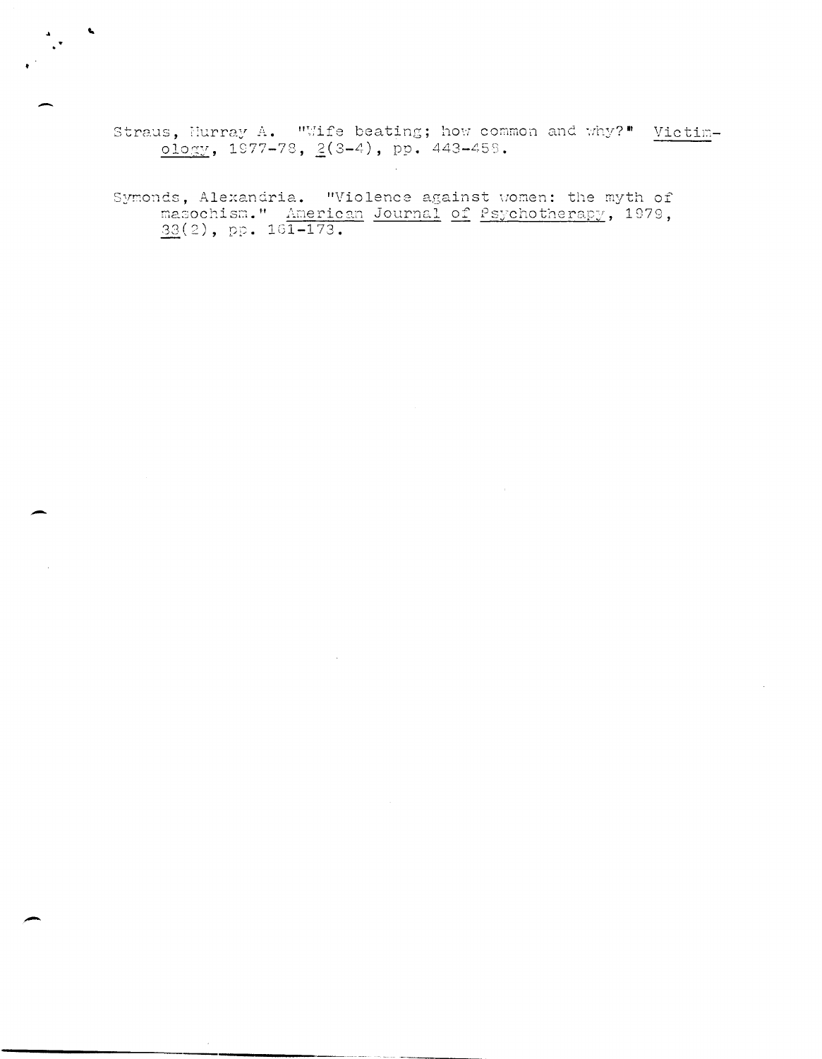Straus, Murray A. "Wife beating; how common and why?" <u>Victimology</u>, 1977-78, <u>2</u>(3-4), pp. 443-458.

Symonds, Alexandria. "Violence against women: the myth of masochism." <u>American Journal of Psychotherapy</u>, 1979, <u>33</u>(2), pp. 161-173.